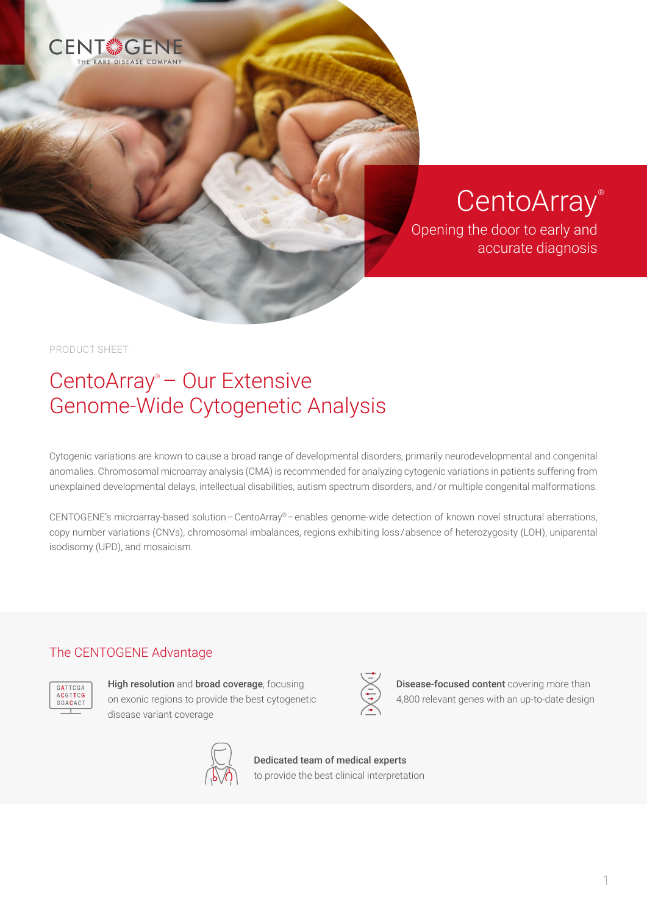CENTOGENE
THE RARE DISEASE COMPANY

# CentoArray®

Opening the door to early and accurate diagnosis

PRODUCT SHEET

## CentoArray® – Our Extensive Genome-Wide Cytogenetic Analysis

Cytogenic variations are known to cause a broad range of developmental disorders, primarily neurodevelopmental and congenital anomalies. Chromosomal microarray analysis (CMA) is recommended for analyzing cytogenic variations in patients suffering from unexplained developmental delays, intellectual disabilities, autism spectrum disorders, and / or multiple congenital malformations.

CENTOGENE's microarray-based solution – CentoArray® – enables genome-wide detection of known novel structural aberrations, copy number variations (CNVs), chromosomal imbalances, regions exhibiting loss / absence of heterozygosity (LOH), uniparental isodisomy (UPD), and mosaicism.

### The CENTOGENE Advantage

**High resolution** and **broad coverage**, focusing on exonic regions to provide the best cytogenetic disease variant coverage

**Disease-focused content** covering more than 4,800 relevant genes with an up-to-date design

**Dedicated team of medical experts** to provide the best clinical interpretation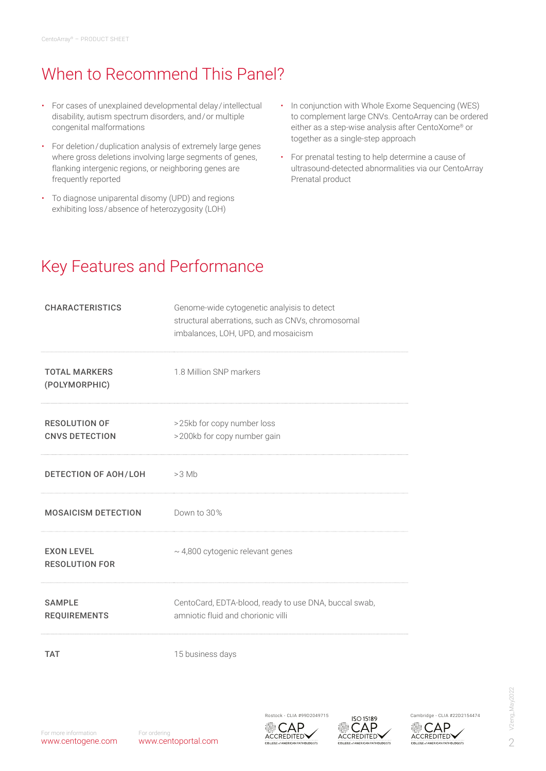## When to Recommend This Panel?

- For cases of unexplained developmental delay / intellectual disability, autism spectrum disorders, and / or multiple congenital malformations
- For deletion / duplication analysis of extremely large genes where gross deletions involving large segments of genes, flanking intergenic regions, or neighboring genes are frequently reported
- To diagnose uniparental disomy (UPD) and regions exhibiting loss / absence of heterozygosity (LOH)
- In conjunction with Whole Exome Sequencing (WES) to complement large CNVs. CentoArray can be ordered either as a step-wise analysis after CentoXome® or together as a single-step approach
- For prenatal testing to help determine a cause of ultrasound-detected abnormalities via our CentoArray Prenatal product

## Key Features and Performance

| | |
|---|---|
| **CHARACTERISTICS** | Genome-wide cytogenetic analysis to detect structural aberrations, such as CNVs, chromosomal imbalances, LOH, UPD, and mosaicism |
| **TOTAL MARKERS (POLYMORPHIC)** | 1.8 Million SNP markers |
| **RESOLUTION OF CNVS DETECTION** | >25kb for copy number loss<br>>200kb for copy number gain |
| **DETECTION OF AOH / LOH** | >3 Mb |
| **MOSAICISM DETECTION** | Down to 30% |
| **EXON LEVEL RESOLUTION FOR** | ~ 4,800 cytogenic relevant genes |
| **SAMPLE REQUIREMENTS** | CentoCard, EDTA-blood, ready to use DNA, buccal swab, amniotic fluid and chorionic villi |
| **TAT** | 15 business days |

For more information
www.centogene.com

For ordering
www.centoportal.com

Rostock - CLIA #99D2049715 CAP ACCREDITED

ISO 15189 CAP ACCREDITED

Cambridge - CLIA #22D2154474 CAP ACCREDITED

V2eng_May2022